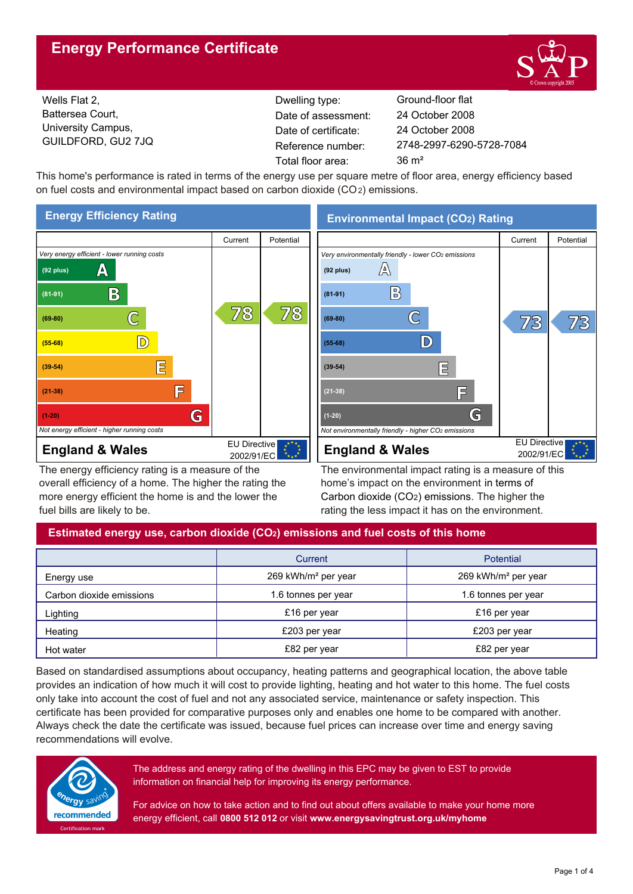# Energy Performance Certificate

Wells Flat 2,
Battersea Court,
University Campus,
GUILDFORD, GU2 7JQ

| | |
|---|---|
| Dwelling type: | Ground-floor flat |
| Date of assessment: | 24 October 2008 |
| Date of certificate: | 24 October 2008 |
| Reference number: | 2748-2997-6290-5728-7084 |
| Total floor area: | 36 m² |

This home's performance is rated in terms of the energy use per square metre of floor area, energy efficiency based on fuel costs and environmental impact based on carbon dioxide ($CO_2$) emissions.

## Energy Efficiency Rating

| | Current | Potential |
|---|---|---|
| *Very energy efficient - lower running costs* | | |
| (92 plus) A | | |
| (81-91) B | | |
| (69-80) C | 78 | 78 |
| (55-68) D | | |
| (39-54) E | | |
| (21-38) F | | |
| (1-20) G | | |
| *Not energy efficient - higher running costs* | | |

**England & Wales** — EU Directive 2002/91/EC

The energy efficiency rating is a measure of the overall efficiency of a home. The higher the rating the more energy efficient the home is and the lower the fuel bills are likely to be.

## Environmental Impact ($CO_2$) Rating

| | Current | Potential |
|---|---|---|
| *Very environmentally friendly - lower $CO_2$ emissions* | | |
| (92 plus) A | | |
| (81-91) B | | |
| (69-80) C | 73 | 73 |
| (55-68) D | | |
| (39-54) E | | |
| (21-38) F | | |
| (1-20) G | | |
| *Not environmentally friendly - higher $CO_2$ emissions* | | |

**England & Wales** — EU Directive 2002/91/EC

The environmental impact rating is a measure of this home's impact on the environment in terms of Carbon dioxide ($CO_2$) emissions. The higher the rating the less impact it has on the environment.

## Estimated energy use, carbon dioxide ($CO_2$) emissions and fuel costs of this home

| | Current | Potential |
|---|---|---|
| Energy use | 269 kWh/m² per year | 269 kWh/m² per year |
| Carbon dioxide emissions | 1.6 tonnes per year | 1.6 tonnes per year |
| Lighting | £16 per year | £16 per year |
| Heating | £203 per year | £203 per year |
| Hot water | £82 per year | £82 per year |

Based on standardised assumptions about occupancy, heating patterns and geographical location, the above table provides an indication of how much it will cost to provide lighting, heating and hot water to this home. The fuel costs only take into account the cost of fuel and not any associated service, maintenance or safety inspection. This certificate has been provided for comparative purposes only and enables one home to be compared with another. Always check the date the certificate was issued, because fuel prices can increase over time and energy saving recommendations will evolve.

energy saving recommended — Certification mark

The address and energy rating of the dwelling in this EPC may be given to EST to provide information on financial help for improving its energy performance.

For advice on how to take action and to find out about offers available to make your home more energy efficient, call **0800 512 012** or visit **www.energysavingtrust.org.uk/myhome**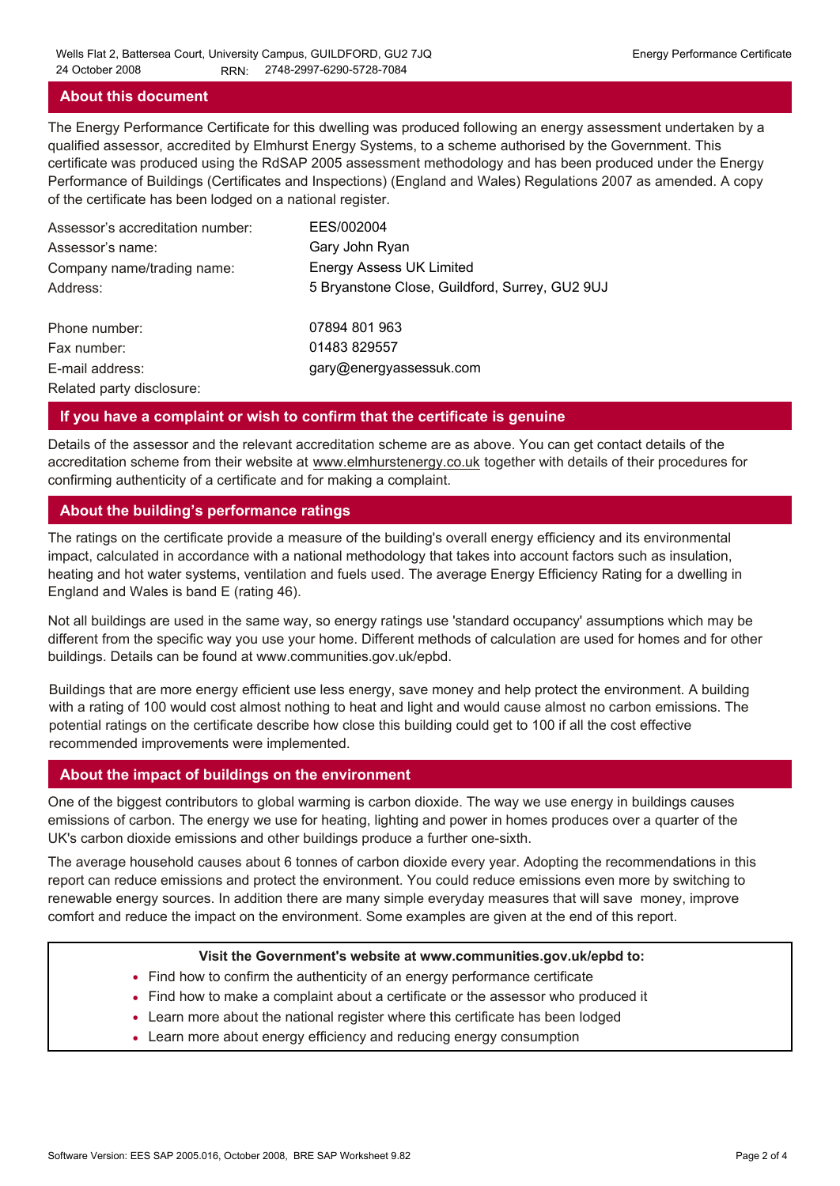## About this document

The Energy Performance Certificate for this dwelling was produced following an energy assessment undertaken by a qualified assessor, accredited by Elmhurst Energy Systems, to a scheme authorised by the Government. This certificate was produced using the RdSAP 2005 assessment methodology and has been produced under the Energy Performance of Buildings (Certificates and Inspections) (England and Wales) Regulations 2007 as amended. A copy of the certificate has been lodged on a national register.

| | |
|---|---|
| Assessor's accreditation number: | EES/002004 |
| Assessor's name: | Gary John Ryan |
| Company name/trading name: | Energy Assess UK Limited |
| Address: | 5 Bryanstone Close, Guildford, Surrey, GU2 9UJ |
| Phone number: | 07894 801 963 |
| Fax number: | 01483 829557 |
| E-mail address: | gary@energyassessuk.com |
| Related party disclosure: | |

## If you have a complaint or wish to confirm that the certificate is genuine

Details of the assessor and the relevant accreditation scheme are as above. You can get contact details of the accreditation scheme from their website at www.elmhurstenergy.co.uk together with details of their procedures for confirming authenticity of a certificate and for making a complaint.

## About the building's performance ratings

The ratings on the certificate provide a measure of the building's overall energy efficiency and its environmental impact, calculated in accordance with a national methodology that takes into account factors such as insulation, heating and hot water systems, ventilation and fuels used. The average Energy Efficiency Rating for a dwelling in England and Wales is band E (rating 46).

Not all buildings are used in the same way, so energy ratings use 'standard occupancy' assumptions which may be different from the specific way you use your home. Different methods of calculation are used for homes and for other buildings. Details can be found at www.communities.gov.uk/epbd.

Buildings that are more energy efficient use less energy, save money and help protect the environment. A building with a rating of 100 would cost almost nothing to heat and light and would cause almost no carbon emissions. The potential ratings on the certificate describe how close this building could get to 100 if all the cost effective recommended improvements were implemented.

## About the impact of buildings on the environment

One of the biggest contributors to global warming is carbon dioxide. The way we use energy in buildings causes emissions of carbon. The energy we use for heating, lighting and power in homes produces over a quarter of the UK's carbon dioxide emissions and other buildings produce a further one-sixth.

The average household causes about 6 tonnes of carbon dioxide every year. Adopting the recommendations in this report can reduce emissions and protect the environment. You could reduce emissions even more by switching to renewable energy sources. In addition there are many simple everyday measures that will save money, improve comfort and reduce the impact on the environment. Some examples are given at the end of this report.

**Visit the Government's website at www.communities.gov.uk/epbd to:**

- Find how to confirm the authenticity of an energy performance certificate
- Find how to make a complaint about a certificate or the assessor who produced it
- Learn more about the national register where this certificate has been lodged
- Learn more about energy efficiency and reducing energy consumption

Software Version: EES SAP 2005.016, October 2008, BRE SAP Worksheet 9.82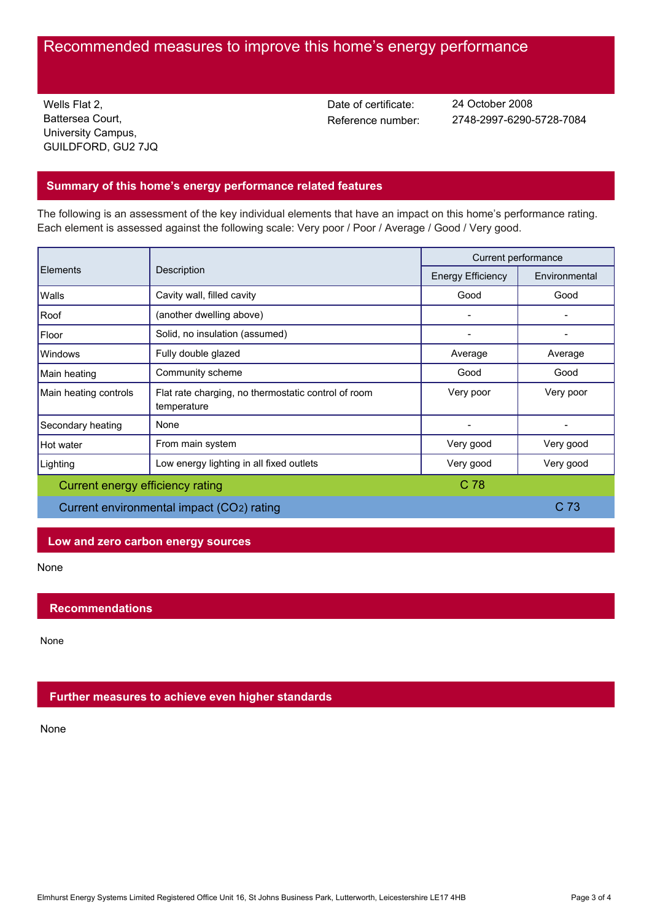# Recommended measures to improve this home's energy performance

Wells Flat 2,
Battersea Court,
University Campus,
GUILDFORD, GU2 7JQ

Date of certificate: 24 October 2008
Reference number: 2748-2997-6290-5728-7084

## Summary of this home's energy performance related features

The following is an assessment of the key individual elements that have an impact on this home's performance rating. Each element is assessed against the following scale: Very poor / Poor / Average / Good / Very good.

| Elements | Description | Current performance | |
|---|---|---|---|
| | | Energy Efficiency | Environmental |
| Walls | Cavity wall, filled cavity | Good | Good |
| Roof | (another dwelling above) | - | - |
| Floor | Solid, no insulation (assumed) | - | - |
| Windows | Fully double glazed | Average | Average |
| Main heating | Community scheme | Good | Good |
| Main heating controls | Flat rate charging, no thermostatic control of room temperature | Very poor | Very poor |
| Secondary heating | None | - | - |
| Hot water | From main system | Very good | Very good |
| Lighting | Low energy lighting in all fixed outlets | Very good | Very good |
| Current energy efficiency rating | | C 78 | |
| Current environmental impact ($CO_2$) rating | | | C 73 |

## Low and zero carbon energy sources

None

## Recommendations

None

## Further measures to achieve even higher standards

None

Elmhurst Energy Systems Limited Registered Office Unit 16, St Johns Business Park, Lutterworth, Leicestershire LE17 4HB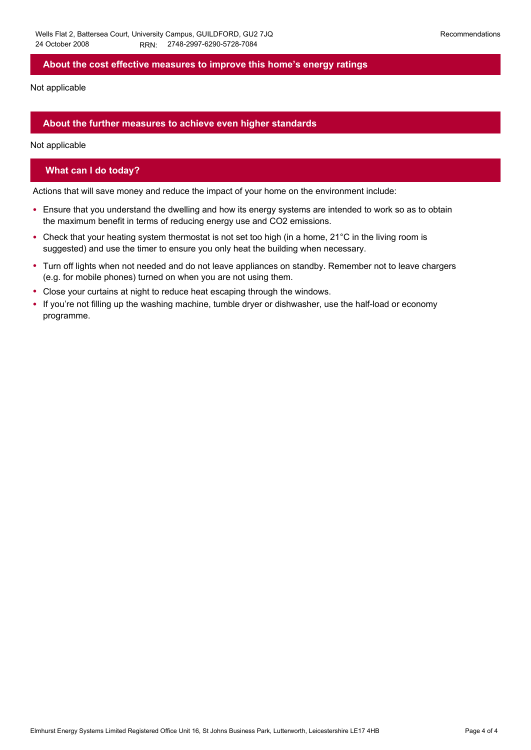## About the cost effective measures to improve this home's energy ratings

Not applicable

## About the further measures to achieve even higher standards

Not applicable

## What can I do today?

Actions that will save money and reduce the impact of your home on the environment include:

- Ensure that you understand the dwelling and how its energy systems are intended to work so as to obtain the maximum benefit in terms of reducing energy use and $CO_2$ emissions.
- Check that your heating system thermostat is not set too high (in a home, 21°C in the living room is suggested) and use the timer to ensure you only heat the building when necessary.
- Turn off lights when not needed and do not leave appliances on standby. Remember not to leave chargers (e.g. for mobile phones) turned on when you are not using them.
- Close your curtains at night to reduce heat escaping through the windows.
- If you're not filling up the washing machine, tumble dryer or dishwasher, use the half-load or economy programme.